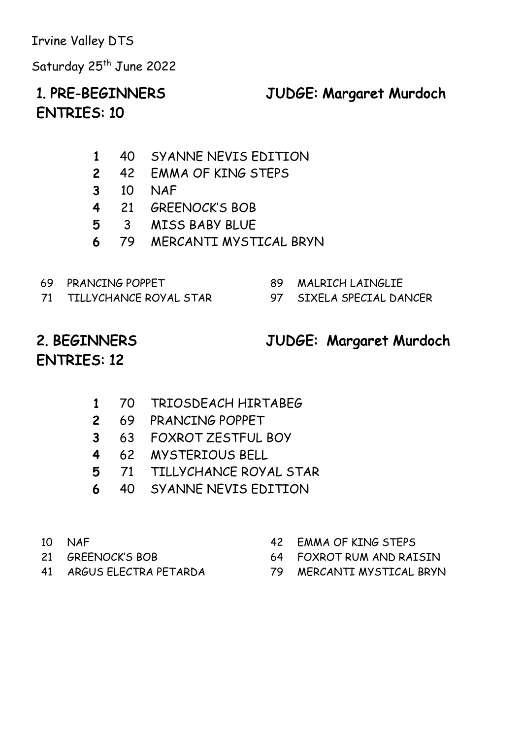Irvine Valley DTS

Saturday 25th June 2022

## 1. PRE-BEGINNERS JUDGE: Margaret Murdoch
## ENTRIES: 10

| | | |
|---|---|---|
| 1 | 40 | SYANNE NEVIS EDITION |
| 2 | 42 | EMMA OF KING STEPS |
| 3 | 10 | NAF |
| 4 | 21 | GREENOCK'S BOB |
| 5 | 3 | MISS BABY BLUE |
| 6 | 79 | MERCANTI MYSTICAL BRYN |

69 PRANCING POPPET
71 TILLYCHANCE ROYAL STAR
89 MALRICH LAINGLIE
97 SIXELA SPECIAL DANCER

## 2. BEGINNERS JUDGE: Margaret Murdoch
## ENTRIES: 12

| | | |
|---|---|---|
| 1 | 70 | TRIOSDEACH HIRTABEG |
| 2 | 69 | PRANCING POPPET |
| 3 | 63 | FOXROT ZESTFUL BOY |
| 4 | 62 | MYSTERIOUS BELL |
| 5 | 71 | TILLYCHANCE ROYAL STAR |
| 6 | 40 | SYANNE NEVIS EDITION |

10 NAF
21 GREENOCK'S BOB
41 ARGUS ELECTRA PETARDA
42 EMMA OF KING STEPS
64 FOXROT RUM AND RAISIN
79 MERCANTI MYSTICAL BRYN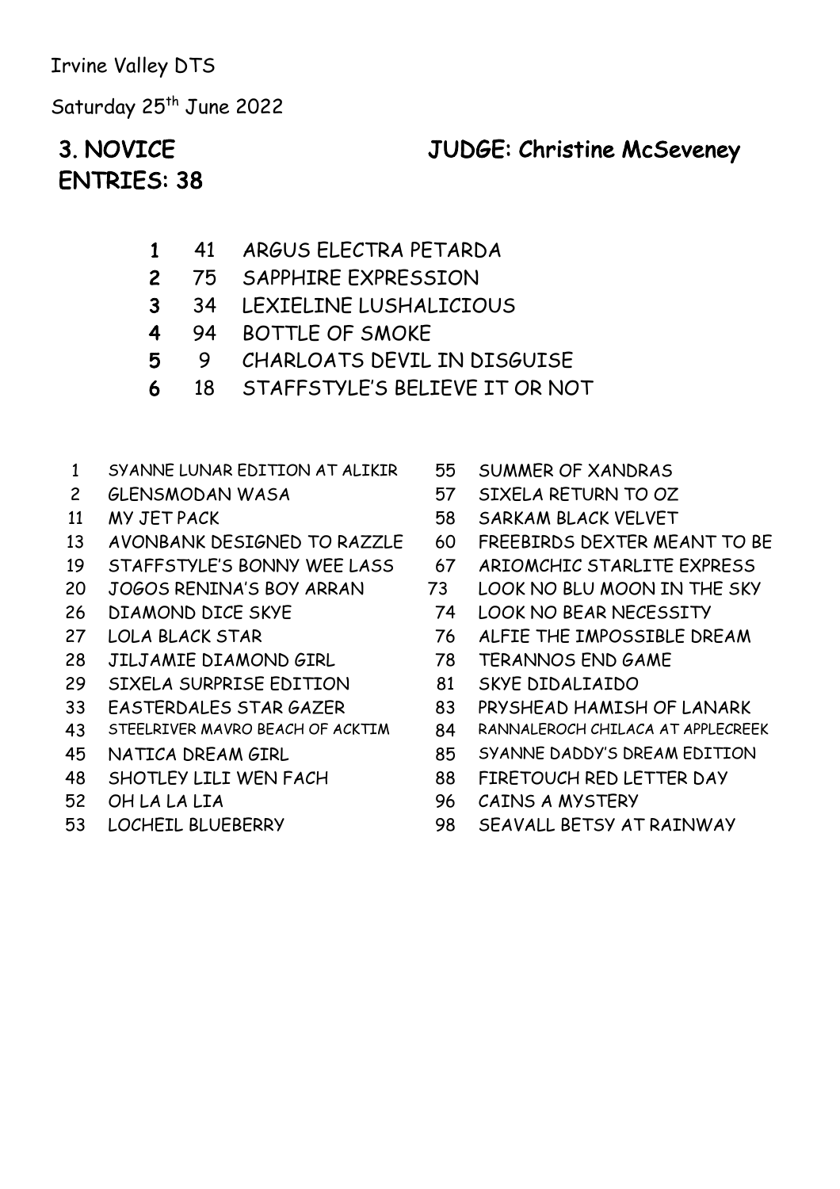Irvine Valley DTS

Saturday 25th June 2022

## 3. NOVICE JUDGE: Christine McSeveney

## ENTRIES: 38

| Place | No. | Name |
|---|---|---|
| 1 | 41 | ARGUS ELECTRA PETARDA |
| 2 | 75 | SAPPHIRE EXPRESSION |
| 3 | 34 | LEXIELINE LUSHALICIOUS |
| 4 | 94 | BOTTLE OF SMOKE |
| 5 | 9 | CHARLOATS DEVIL IN DISGUISE |
| 6 | 18 | STAFFSTYLE'S BELIEVE IT OR NOT |

| No. | Name |
|---|---|
| 1 | SYANNE LUNAR EDITION AT ALIKIR |
| 2 | GLENSMODAN WASA |
| 11 | MY JET PACK |
| 13 | AVONBANK DESIGNED TO RAZZLE |
| 19 | STAFFSTYLE'S BONNY WEE LASS |
| 20 | JOGOS RENINA'S BOY ARRAN |
| 26 | DIAMOND DICE SKYE |
| 27 | LOLA BLACK STAR |
| 28 | JILJAMIE DIAMOND GIRL |
| 29 | SIXELA SURPRISE EDITION |
| 33 | EASTERDALES STAR GAZER |
| 43 | STEELRIVER MAVRO BEACH OF ACKTIM |
| 45 | NATICA DREAM GIRL |
| 48 | SHOTLEY LILI WEN FACH |
| 52 | OH LA LA LIA |
| 53 | LOCHEIL BLUEBERRY |
| 55 | SUMMER OF XANDRAS |
| 57 | SIXELA RETURN TO OZ |
| 58 | SARKAM BLACK VELVET |
| 60 | FREEBIRDS DEXTER MEANT TO BE |
| 67 | ARIOMCHIC STARLITE EXPRESS |
| 73 | LOOK NO BLU MOON IN THE SKY |
| 74 | LOOK NO BEAR NECESSITY |
| 76 | ALFIE THE IMPOSSIBLE DREAM |
| 78 | TERANNOS END GAME |
| 81 | SKYE DIDALIAIDO |
| 83 | PRYSHEAD HAMISH OF LANARK |
| 84 | RANNALEROCH CHILACA AT APPLECREEK |
| 85 | SYANNE DADDY'S DREAM EDITION |
| 88 | FIRETOUCH RED LETTER DAY |
| 96 | CAINS A MYSTERY |
| 98 | SEAVALL BETSY AT RAINWAY |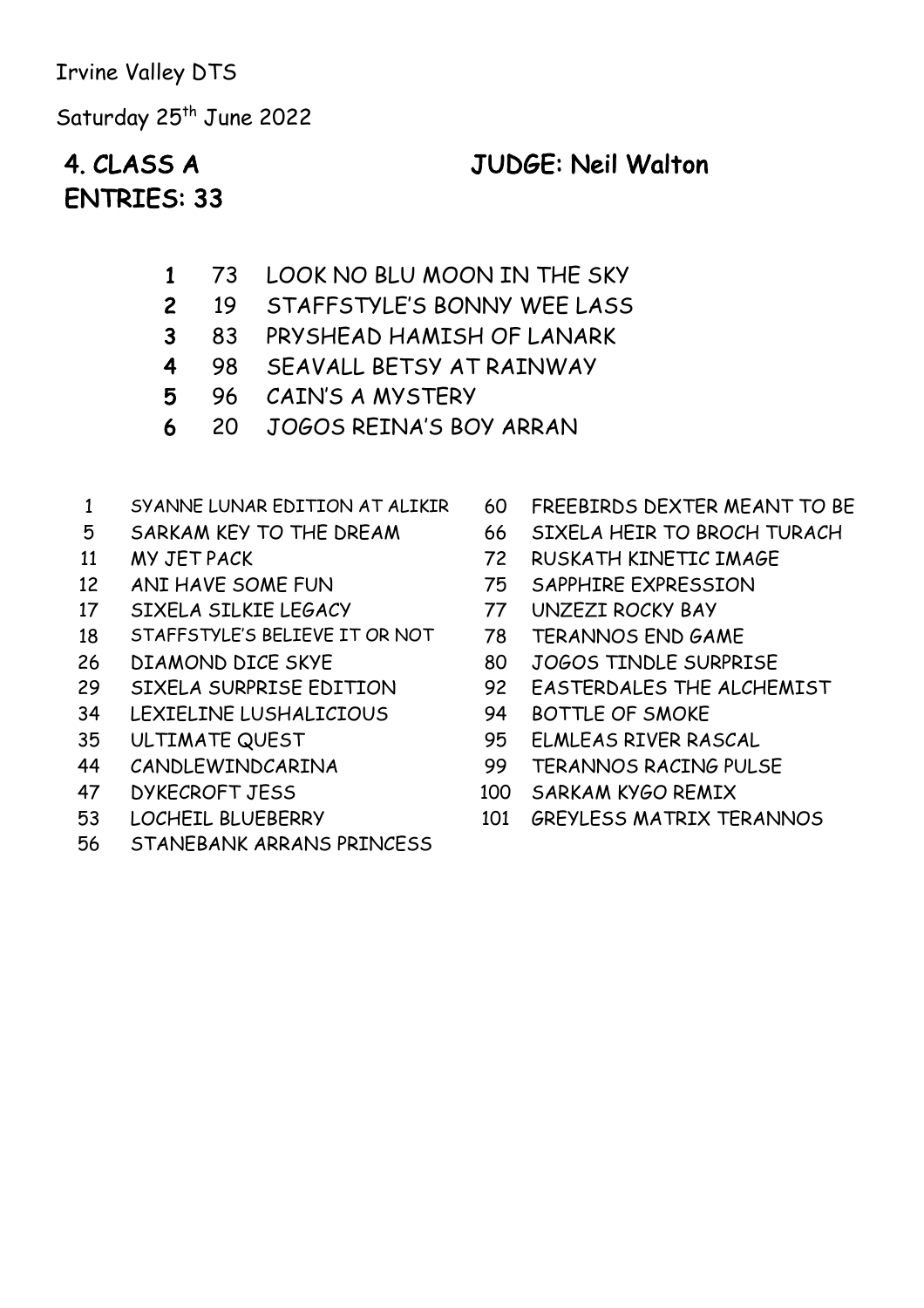Irvine Valley DTS

Saturday 25th June 2022

## 4. CLASS A JUDGE: Neil Walton

## ENTRIES: 33

| Place | No. | Name |
|---|---|---|
| 1 | 73 | LOOK NO BLU MOON IN THE SKY |
| 2 | 19 | STAFFSTYLE'S BONNY WEE LASS |
| 3 | 83 | PRYSHEAD HAMISH OF LANARK |
| 4 | 98 | SEAVALL BETSY AT RAINWAY |
| 5 | 96 | CAIN'S A MYSTERY |
| 6 | 20 | JOGOS REINA'S BOY ARRAN |

| No. | Name |
|---|---|
| 1 | SYANNE LUNAR EDITION AT ALIKIR |
| 5 | SARKAM KEY TO THE DREAM |
| 11 | MY JET PACK |
| 12 | ANI HAVE SOME FUN |
| 17 | SIXELA SILKIE LEGACY |
| 18 | STAFFSTYLE'S BELIEVE IT OR NOT |
| 26 | DIAMOND DICE SKYE |
| 29 | SIXELA SURPRISE EDITION |
| 34 | LEXIELINE LUSHALICIOUS |
| 35 | ULTIMATE QUEST |
| 44 | CANDLEWINDCARINA |
| 47 | DYKECROFT JESS |
| 53 | LOCHEIL BLUEBERRY |
| 56 | STANEBANK ARRANS PRINCESS |
| 60 | FREEBIRDS DEXTER MEANT TO BE |
| 66 | SIXELA HEIR TO BROCH TURACH |
| 72 | RUSKATH KINETIC IMAGE |
| 75 | SAPPHIRE EXPRESSION |
| 77 | UNZEZI ROCKY BAY |
| 78 | TERANNOS END GAME |
| 80 | JOGOS TINDLE SURPRISE |
| 92 | EASTERDALES THE ALCHEMIST |
| 94 | BOTTLE OF SMOKE |
| 95 | ELMLEAS RIVER RASCAL |
| 99 | TERANNOS RACING PULSE |
| 100 | SARKAM KYGO REMIX |
| 101 | GREYLESS MATRIX TERANNOS |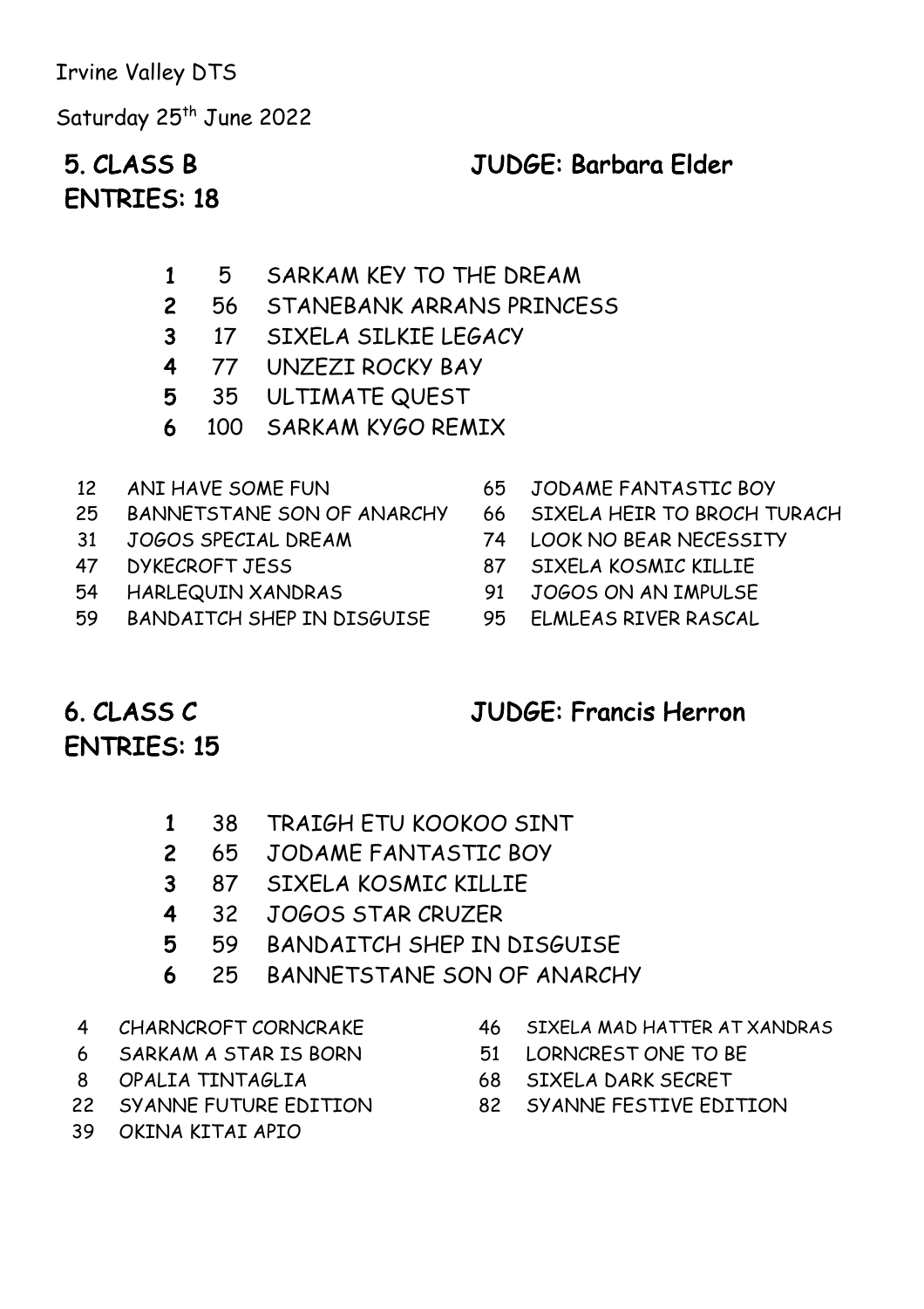Irvine Valley DTS

Saturday 25th June 2022

## 5. CLASS B — JUDGE: Barbara Elder

**ENTRIES: 18**

| Place | No. | Name |
|---|---|---|
| 1 | 5 | SARKAM KEY TO THE DREAM |
| 2 | 56 | STANEBANK ARRANS PRINCESS |
| 3 | 17 | SIXELA SILKIE LEGACY |
| 4 | 77 | UNZEZI ROCKY BAY |
| 5 | 35 | ULTIMATE QUEST |
| 6 | 100 | SARKAM KYGO REMIX |

12 ANI HAVE SOME FUN
25 BANNETSTANE SON OF ANARCHY
31 JOGOS SPECIAL DREAM
47 DYKECROFT JESS
54 HARLEQUIN XANDRAS
59 BANDAITCH SHEP IN DISGUISE
65 JODAME FANTASTIC BOY
66 SIXELA HEIR TO BROCH TURACH
74 LOOK NO BEAR NECESSITY
87 SIXELA KOSMIC KILLIE
91 JOGOS ON AN IMPULSE
95 ELMLEAS RIVER RASCAL

## 6. CLASS C — JUDGE: Francis Herron

**ENTRIES: 15**

| Place | No. | Name |
|---|---|---|
| 1 | 38 | TRAIGH ETU KOOKOO SINT |
| 2 | 65 | JODAME FANTASTIC BOY |
| 3 | 87 | SIXELA KOSMIC KILLIE |
| 4 | 32 | JOGOS STAR CRUZER |
| 5 | 59 | BANDAITCH SHEP IN DISGUISE |
| 6 | 25 | BANNETSTANE SON OF ANARCHY |

4 CHARNCROFT CORNCRAKE
6 SARKAM A STAR IS BORN
8 OPALIA TINTAGLIA
22 SYANNE FUTURE EDITION
39 OKINA KITAI APIO
46 SIXELA MAD HATTER AT XANDRAS
51 LORNCREST ONE TO BE
68 SIXELA DARK SECRET
82 SYANNE FESTIVE EDITION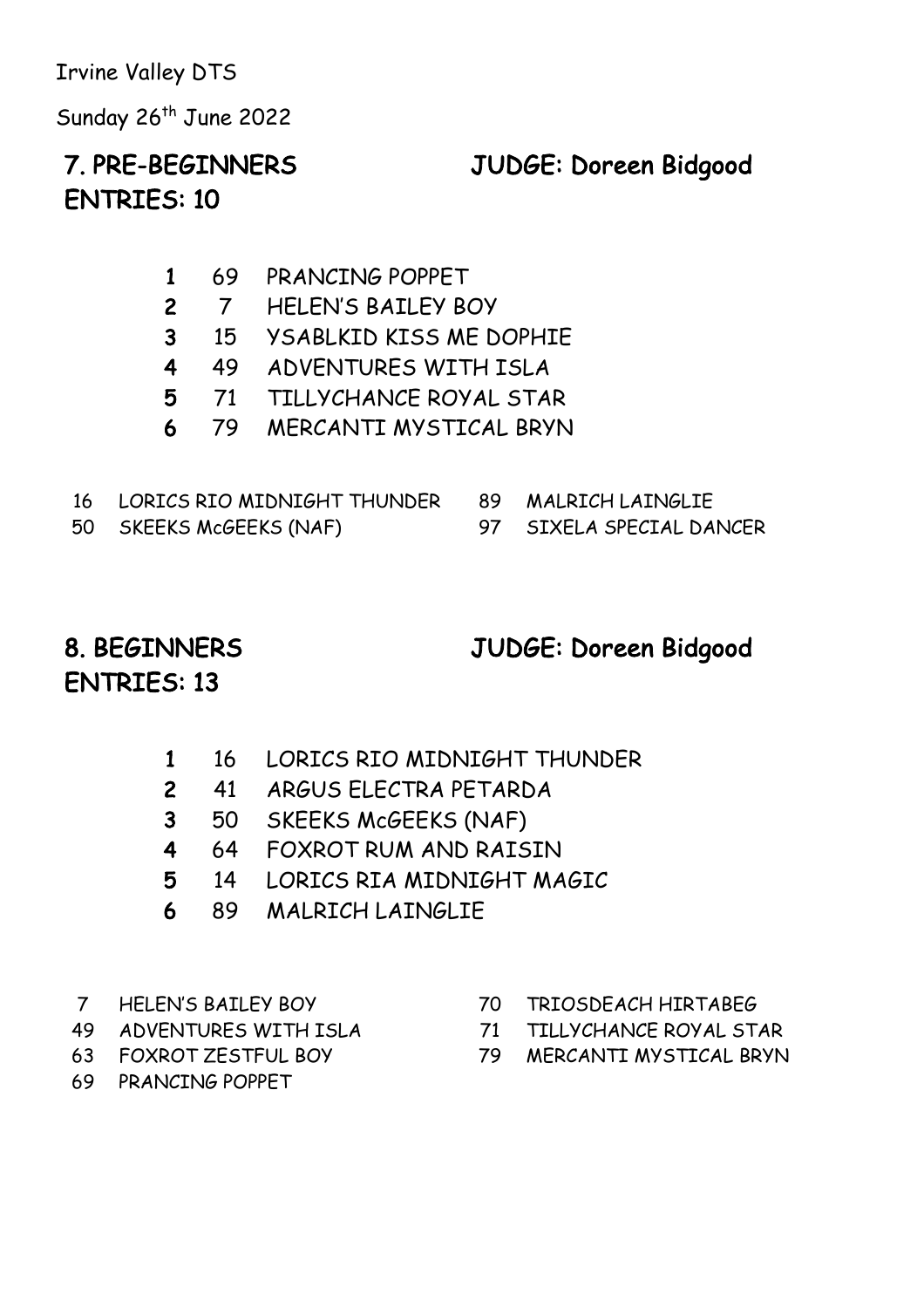Irvine Valley DTS

Sunday 26th June 2022

## 7. PRE-BEGINNERS JUDGE: Doreen Bidgood

## ENTRIES: 10

| Place | No. | Name |
|---|---|---|
| **1** | 69 | PRANCING POPPET |
| **2** | 7 | HELEN'S BAILEY BOY |
| **3** | 15 | YSABLKID KISS ME DOPHIE |
| **4** | 49 | ADVENTURES WITH ISLA |
| **5** | 71 | TILLYCHANCE ROYAL STAR |
| **6** | 79 | MERCANTI MYSTICAL BRYN |

16 LORICS RIO MIDNIGHT THUNDER

50 SKEEKS McGEEKS (NAF)

89 MALRICH LAINGLIE

97 SIXELA SPECIAL DANCER

## 8. BEGINNERS JUDGE: Doreen Bidgood

## ENTRIES: 13

| Place | No. | Name |
|---|---|---|
| **1** | 16 | LORICS RIO MIDNIGHT THUNDER |
| **2** | 41 | ARGUS ELECTRA PETARDA |
| **3** | 50 | SKEEKS McGEEKS (NAF) |
| **4** | 64 | FOXROT RUM AND RAISIN |
| **5** | 14 | LORICS RIA MIDNIGHT MAGIC |
| **6** | 89 | MALRICH LAINGLIE |

7 HELEN'S BAILEY BOY

49 ADVENTURES WITH ISLA

63 FOXROT ZESTFUL BOY

69 PRANCING POPPET

70 TRIOSDEACH HIRTABEG

71 TILLYCHANCE ROYAL STAR

79 MERCANTI MYSTICAL BRYN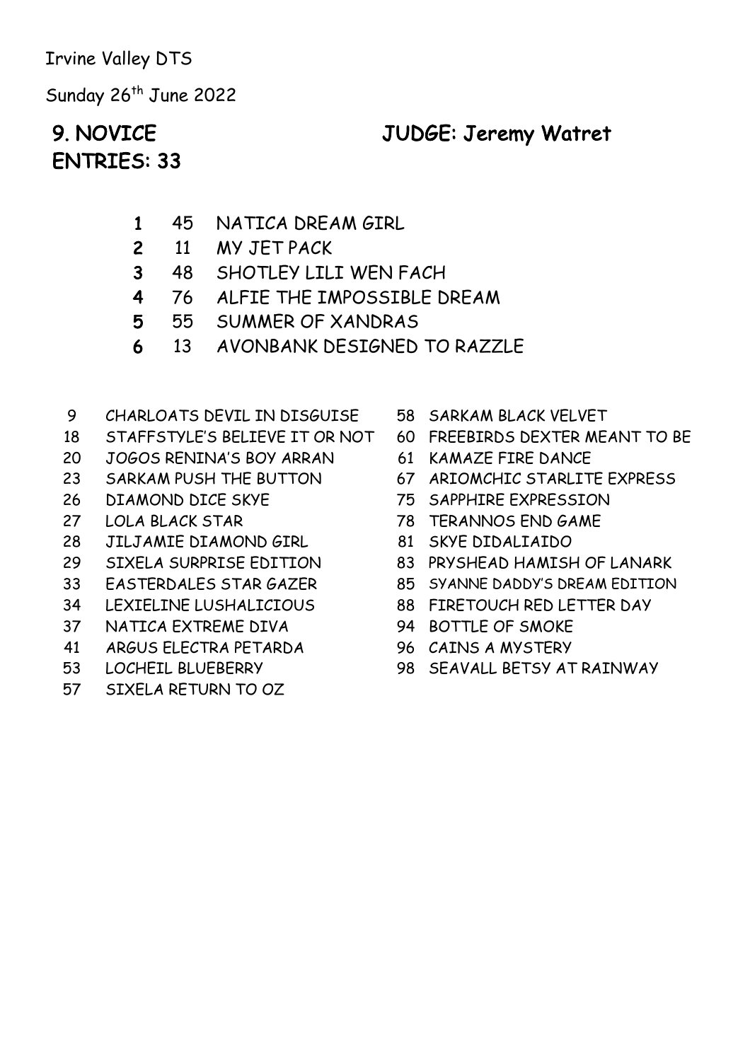Irvine Valley DTS

Sunday 26th June 2022

## 9. NOVICE JUDGE: Jeremy Watret
## ENTRIES: 33

| | | |
|---|---|---|
| **1** | 45 | NATICA DREAM GIRL |
| **2** | 11 | MY JET PACK |
| **3** | 48 | SHOTLEY LILI WEN FACH |
| **4** | 76 | ALFIE THE IMPOSSIBLE DREAM |
| **5** | 55 | SUMMER OF XANDRAS |
| **6** | 13 | AVONBANK DESIGNED TO RAZZLE |

9 CHARLOATS DEVIL IN DISGUISE
18 STAFFSTYLE'S BELIEVE IT OR NOT
20 JOGOS RENINA'S BOY ARRAN
23 SARKAM PUSH THE BUTTON
26 DIAMOND DICE SKYE
27 LOLA BLACK STAR
28 JILJAMIE DIAMOND GIRL
29 SIXELA SURPRISE EDITION
33 EASTERDALES STAR GAZER
34 LEXIELINE LUSHALICIOUS
37 NATICA EXTREME DIVA
41 ARGUS ELECTRA PETARDA
53 LOCHEIL BLUEBERRY
57 SIXELA RETURN TO OZ
58 SARKAM BLACK VELVET
60 FREEBIRDS DEXTER MEANT TO BE
61 KAMAZE FIRE DANCE
67 ARIOMCHIC STARLITE EXPRESS
75 SAPPHIRE EXPRESSION
78 TERANNOS END GAME
81 SKYE DIDALIAIDO
83 PRYSHEAD HAMISH OF LANARK
85 SYANNE DADDY'S DREAM EDITION
88 FIRETOUCH RED LETTER DAY
94 BOTTLE OF SMOKE
96 CAINS A MYSTERY
98 SEAVALL BETSY AT RAINWAY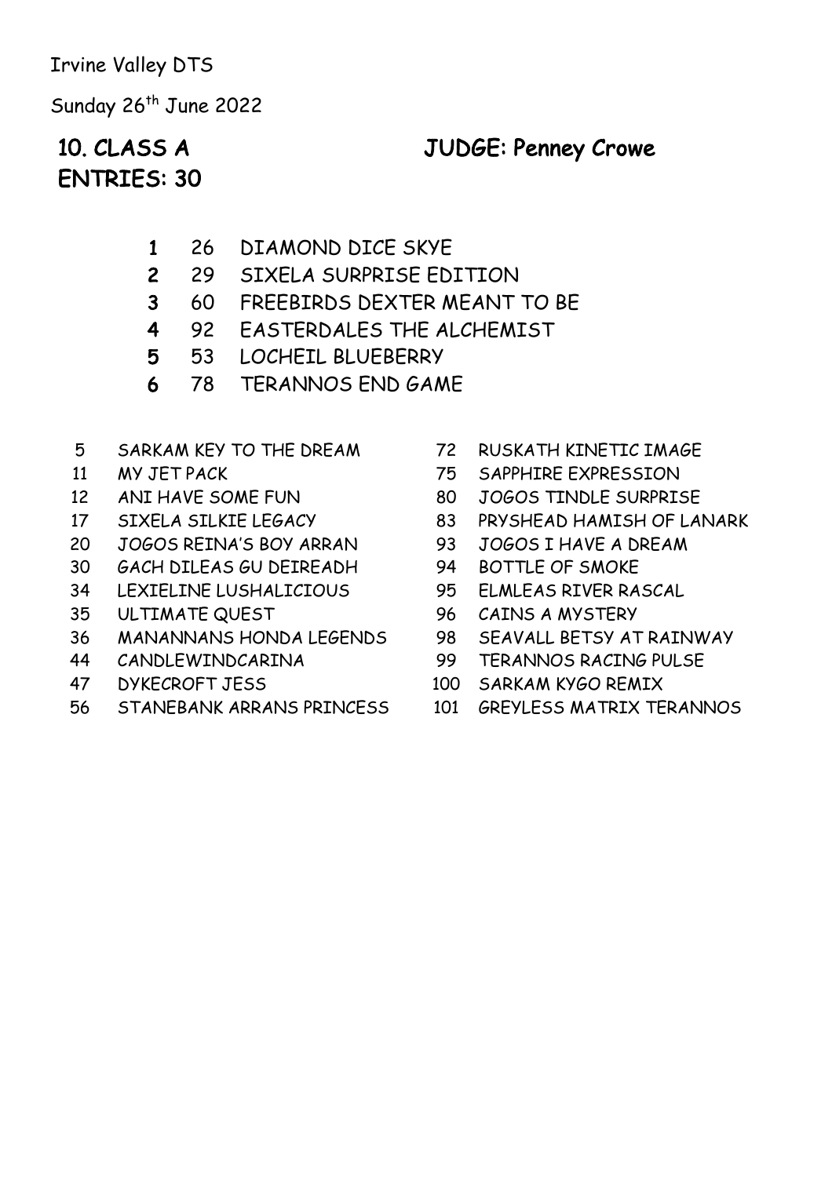Irvine Valley DTS

Sunday 26th June 2022

## 10. CLASS A JUDGE: Penney Crowe

## ENTRIES: 30

| Place | No. | Name |
|---|---|---|
| **1** | 26 | DIAMOND DICE SKYE |
| **2** | 29 | SIXELA SURPRISE EDITION |
| **3** | 60 | FREEBIRDS DEXTER MEANT TO BE |
| **4** | 92 | EASTERDALES THE ALCHEMIST |
| **5** | 53 | LOCHEIL BLUEBERRY |
| **6** | 78 | TERANNOS END GAME |

- 5 SARKAM KEY TO THE DREAM
- 11 MY JET PACK
- 12 ANI HAVE SOME FUN
- 17 SIXELA SILKIE LEGACY
- 20 JOGOS REINA'S BOY ARRAN
- 30 GACH DILEAS GU DEIREADH
- 34 LEXIELINE LUSHALICIOUS
- 35 ULTIMATE QUEST
- 36 MANANNANS HONDA LEGENDS
- 44 CANDLEWINDCARINA
- 47 DYKECROFT JESS
- 56 STANEBANK ARRANS PRINCESS
- 72 RUSKATH KINETIC IMAGE
- 75 SAPPHIRE EXPRESSION
- 80 JOGOS TINDLE SURPRISE
- 83 PRYSHEAD HAMISH OF LANARK
- 93 JOGOS I HAVE A DREAM
- 94 BOTTLE OF SMOKE
- 95 ELMLEAS RIVER RASCAL
- 96 CAINS A MYSTERY
- 98 SEAVALL BETSY AT RAINWAY
- 99 TERANNOS RACING PULSE
- 100 SARKAM KYGO REMIX
- 101 GREYLESS MATRIX TERANNOS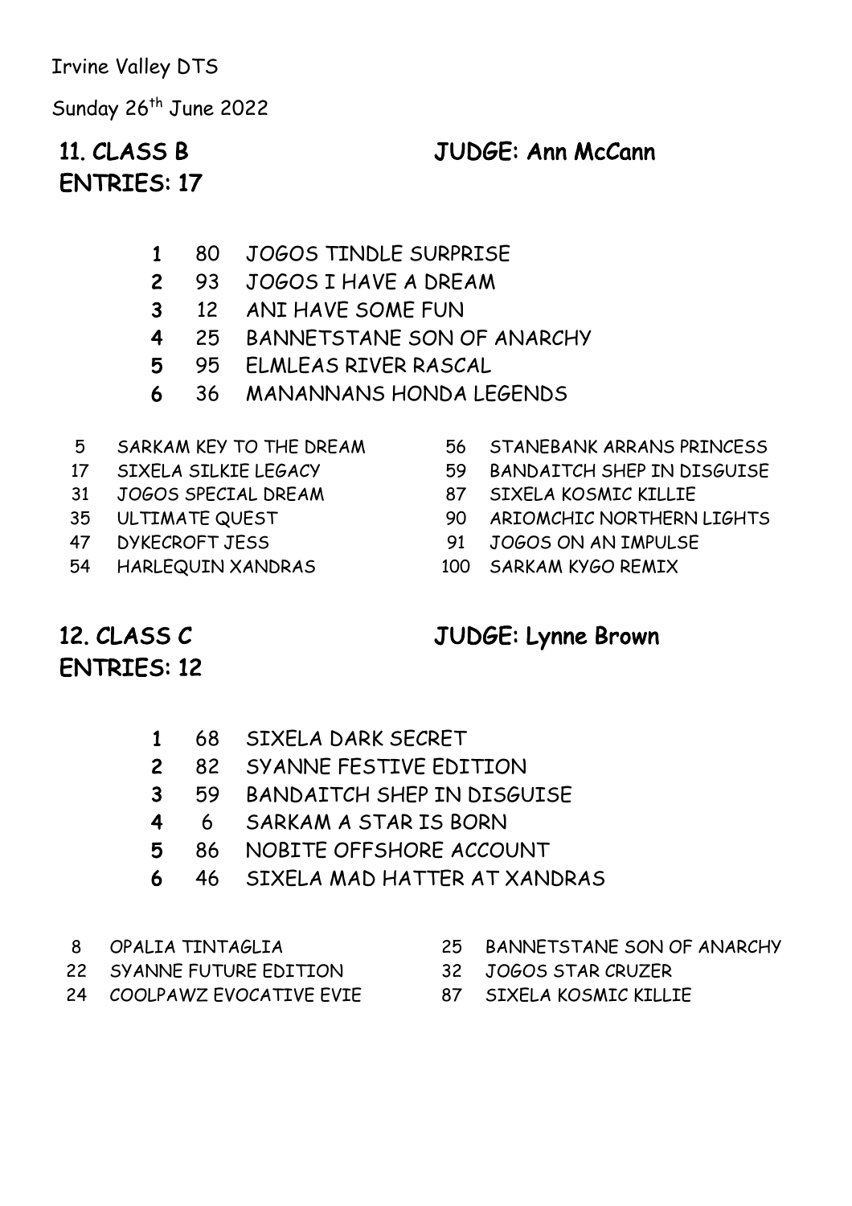Irvine Valley DTS

Sunday 26th June 2022

## 11. CLASS B JUDGE: Ann McCann

## ENTRIES: 17

| | | |
|---|---|---|
| **1** | 80 | JOGOS TINDLE SURPRISE |
| **2** | 93 | JOGOS I HAVE A DREAM |
| **3** | 12 | ANI HAVE SOME FUN |
| **4** | 25 | BANNETSTANE SON OF ANARCHY |
| **5** | 95 | ELMLEAS RIVER RASCAL |
| **6** | 36 | MANANNANS HONDA LEGENDS |

| | | | |
|---|---|---|---|
| 5 | SARKAM KEY TO THE DREAM | 56 | STANEBANK ARRANS PRINCESS |
| 17 | SIXELA SILKIE LEGACY | 59 | BANDAITCH SHEP IN DISGUISE |
| 31 | JOGOS SPECIAL DREAM | 87 | SIXELA KOSMIC KILLIE |
| 35 | ULTIMATE QUEST | 90 | ARIOMCHIC NORTHERN LIGHTS |
| 47 | DYKECROFT JESS | 91 | JOGOS ON AN IMPULSE |
| 54 | HARLEQUIN XANDRAS | 100 | SARKAM KYGO REMIX |

## 12. CLASS C JUDGE: Lynne Brown

## ENTRIES: 12

| | | |
|---|---|---|
| **1** | 68 | SIXELA DARK SECRET |
| **2** | 82 | SYANNE FESTIVE EDITION |
| **3** | 59 | BANDAITCH SHEP IN DISGUISE |
| **4** | 6 | SARKAM A STAR IS BORN |
| **5** | 86 | NOBITE OFFSHORE ACCOUNT |
| **6** | 46 | SIXELA MAD HATTER AT XANDRAS |

| | | | |
|---|---|---|---|
| 8 | OPALIA TINTAGLIA | 25 | BANNETSTANE SON OF ANARCHY |
| 22 | SYANNE FUTURE EDITION | 32 | JOGOS STAR CRUZER |
| 24 | COOLPAWZ EVOCATIVE EVIE | 87 | SIXELA KOSMIC KILLIE |